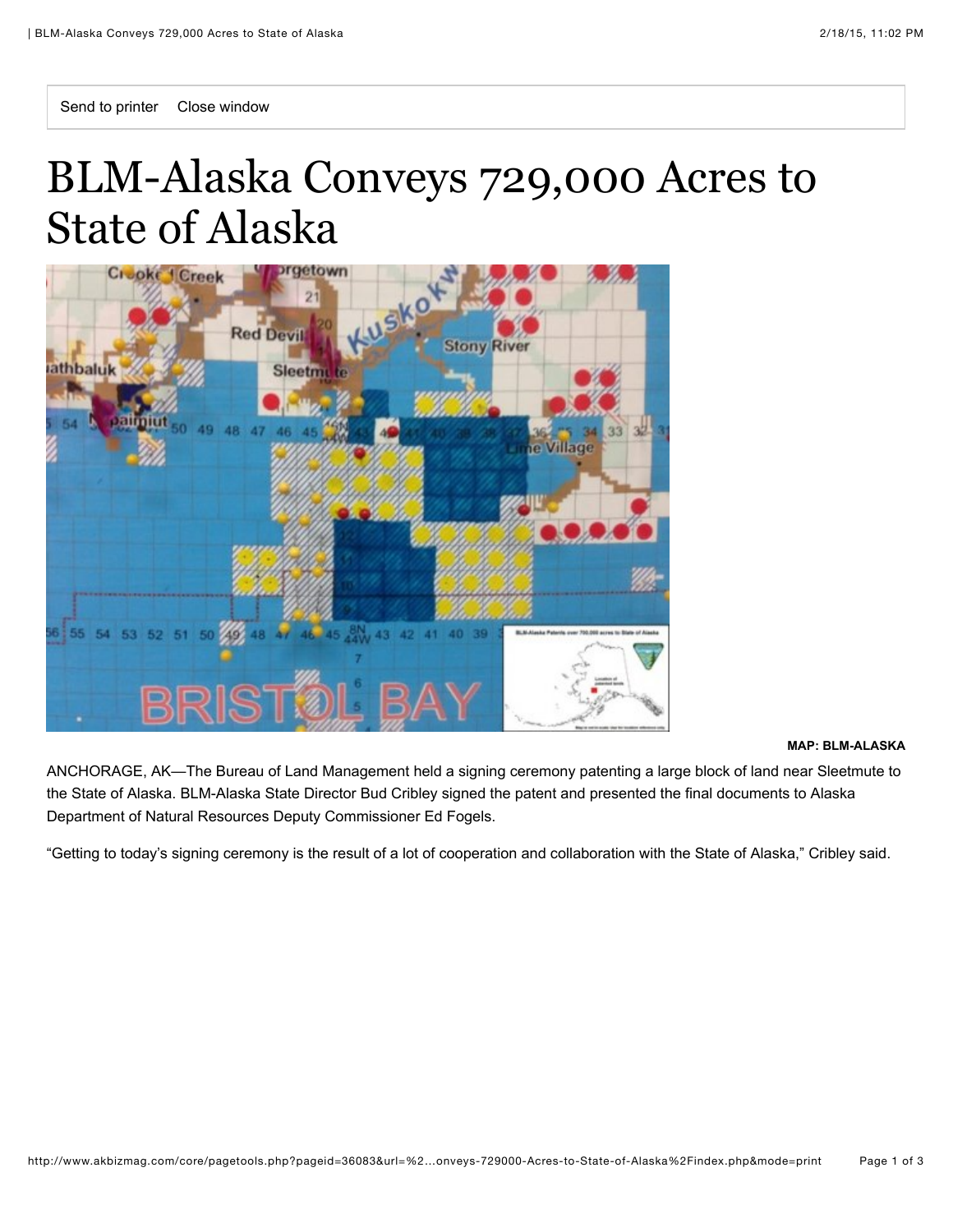# BLM-Alaska Conveys 729,000 Acres to State of Alaska

MAP: BLM-ALASKA

ANCHORAGE, AK—The Bureau of Land Management held a signing ceremony patenting a large block of land near Sleetmute to the State of Alaska. BLM-Alaska State Director Bud Cribley signed the patent and presented the final documents to Alaska Department of Natural Resources Deputy Commissioner Ed Fogels.

"Getting to today's signing ceremony is the result of a lot of cooperation and collaboration with the State of Alaska," Cribley said.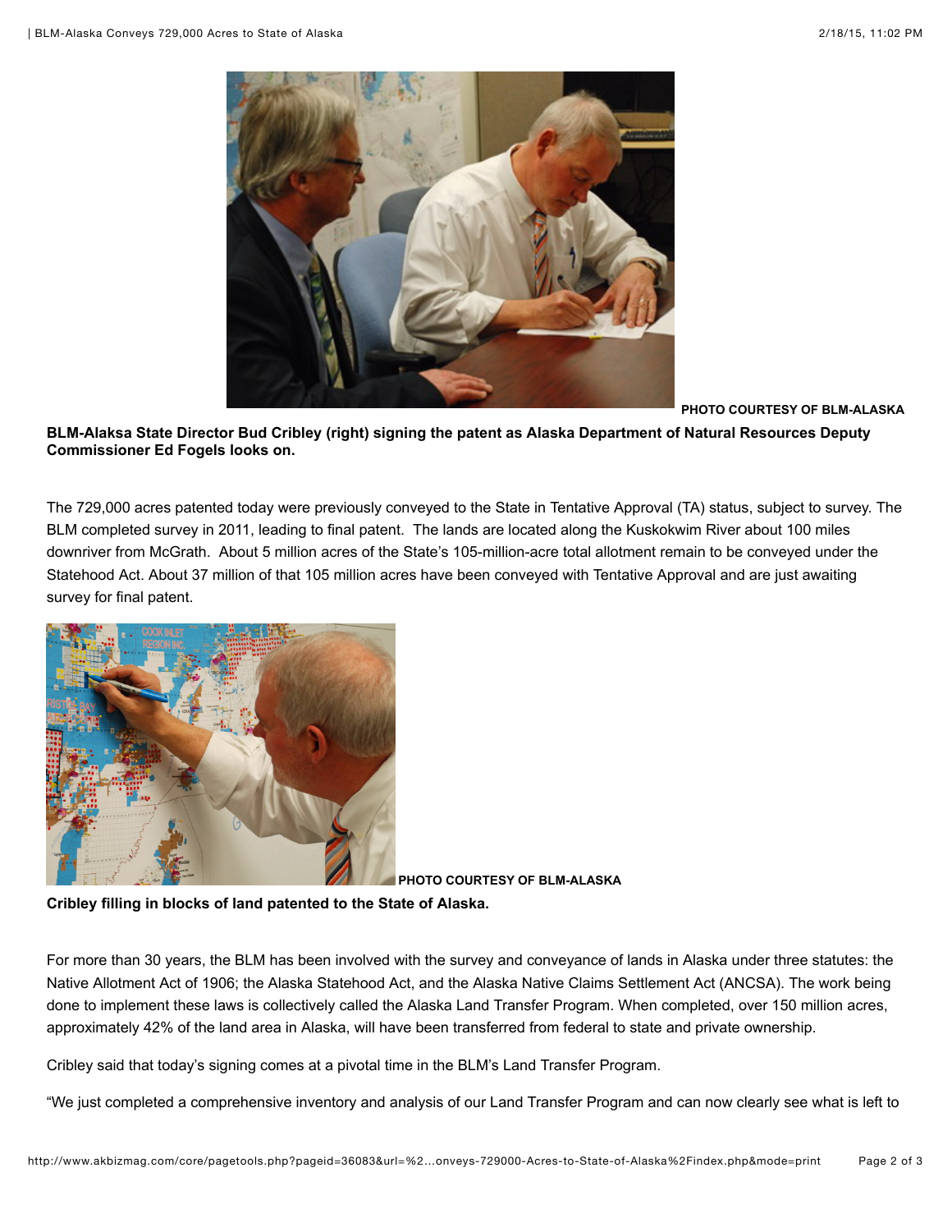PHOTO COURTESY OF BLM-ALASKA

**BLM-Alaksa State Director Bud Cribley (right) signing the patent as Alaska Department of Natural Resources Deputy Commissioner Ed Fogels looks on.**

The 729,000 acres patented today were previously conveyed to the State in Tentative Approval (TA) status, subject to survey. The BLM completed survey in 2011, leading to final patent. The lands are located along the Kuskokwim River about 100 miles downriver from McGrath. About 5 million acres of the State's 105-million-acre total allotment remain to be conveyed under the Statehood Act. About 37 million of that 105 million acres have been conveyed with Tentative Approval and are just awaiting survey for final patent.

PHOTO COURTESY OF BLM-ALASKA

**Cribley filling in blocks of land patented to the State of Alaska.**

For more than 30 years, the BLM has been involved with the survey and conveyance of lands in Alaska under three statutes: the Native Allotment Act of 1906; the Alaska Statehood Act, and the Alaska Native Claims Settlement Act (ANCSA). The work being done to implement these laws is collectively called the Alaska Land Transfer Program. When completed, over 150 million acres, approximately 42% of the land area in Alaska, will have been transferred from federal to state and private ownership.

Cribley said that today's signing comes at a pivotal time in the BLM's Land Transfer Program.

"We just completed a comprehensive inventory and analysis of our Land Transfer Program and can now clearly see what is left to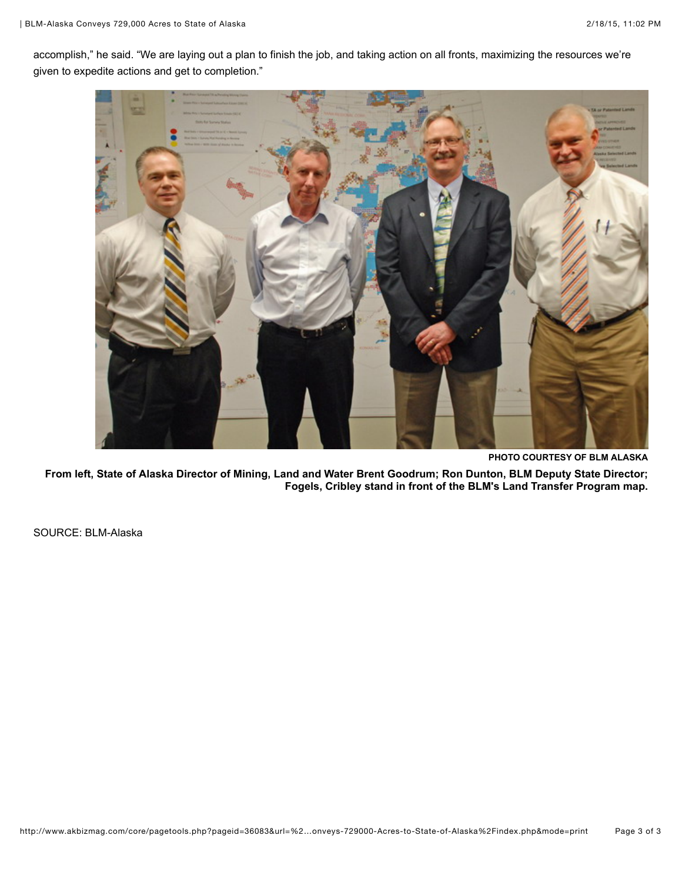accomplish," he said. "We are laying out a plan to finish the job, and taking action on all fronts, maximizing the resources we're given to expedite actions and get to completion."

**PHOTO COURTESY OF BLM ALASKA**

**From left, State of Alaska Director of Mining, Land and Water Brent Goodrum; Ron Dunton, BLM Deputy State Director; Fogels, Cribley stand in front of the BLM's Land Transfer Program map.**

SOURCE: BLM-Alaska